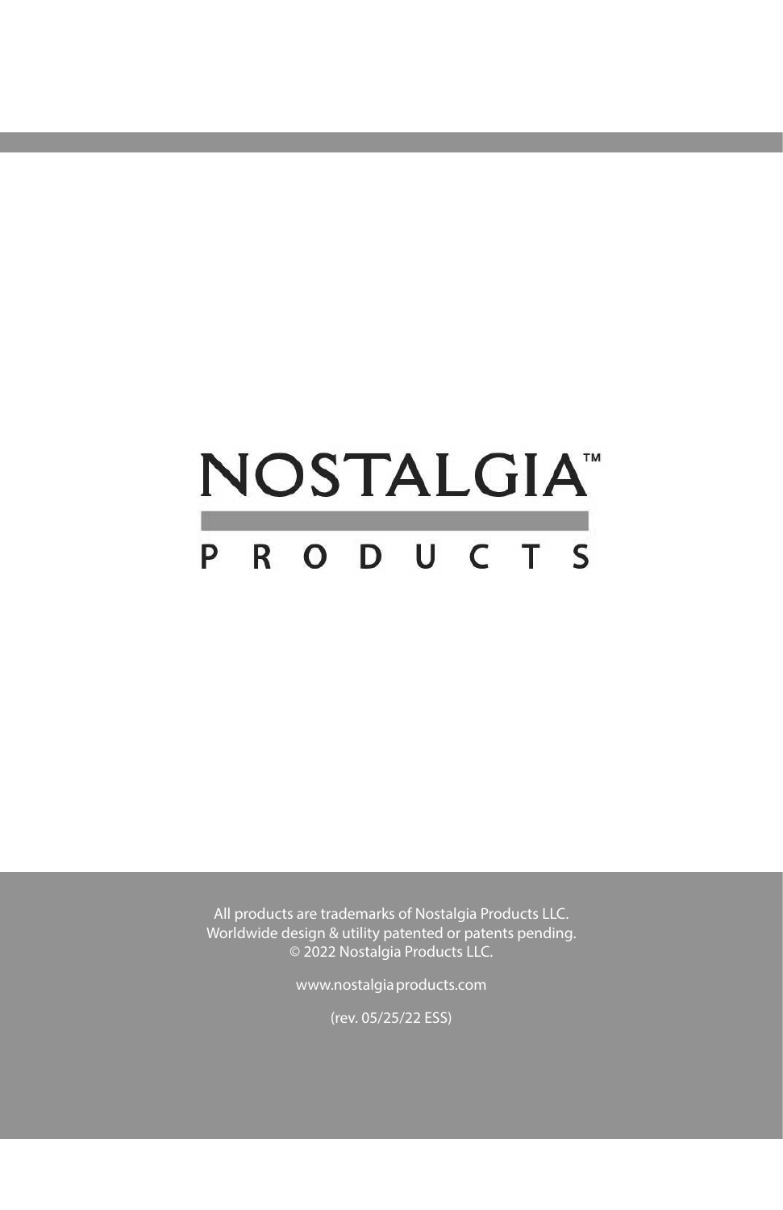NOSTALGIA™

PRODUCTS

All products are trademarks of Nostalgia Products LLC.
Worldwide design & utility patented or patents pending.
© 2022 Nostalgia Products LLC.

www.nostalgiaproducts.com

(rev. 05/25/22 ESS)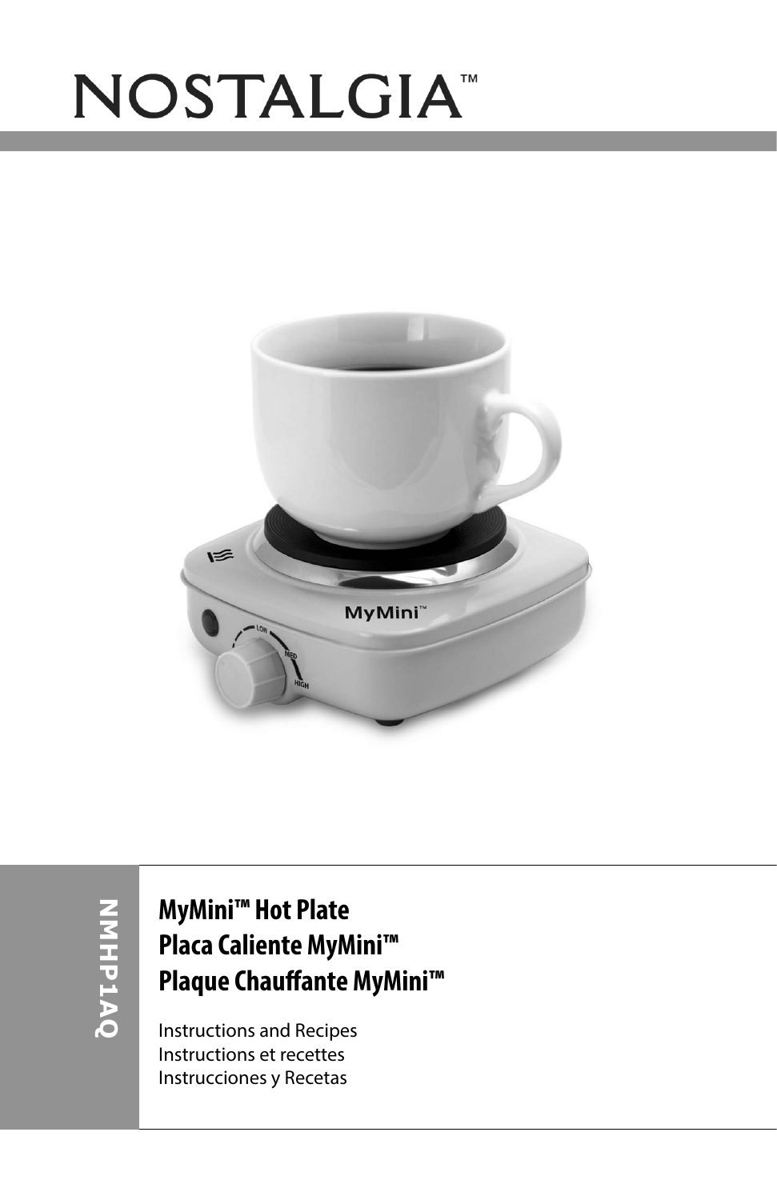# NOSTALGIA™

NMHP1AQ

## MyMini™ Hot Plate
## Placa Caliente MyMini™
## Plaque Chauffante MyMini™

Instructions and Recipes
Instructions et recettes
Instrucciones y Recetas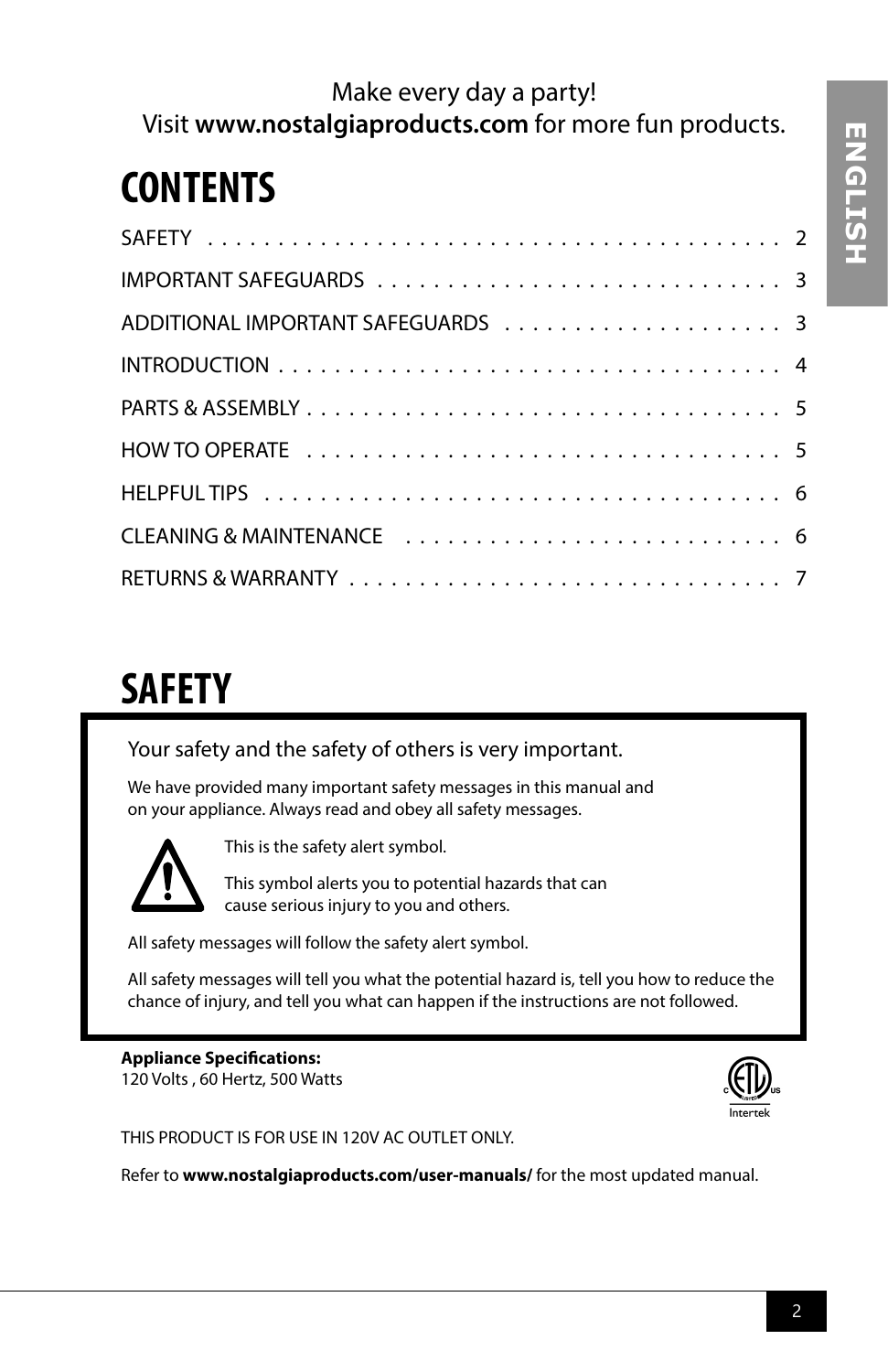Make every day a party!
Visit **www.nostalgiaproducts.com** for more fun products.

# CONTENTS

| | |
|---|---|
| SAFETY | 2 |
| IMPORTANT SAFEGUARDS | 3 |
| ADDITIONAL IMPORTANT SAFEGUARDS | 3 |
| INTRODUCTION | 4 |
| PARTS & ASSEMBLY | 5 |
| HOW TO OPERATE | 5 |
| HELPFUL TIPS | 6 |
| CLEANING & MAINTENANCE | 6 |
| RETURNS & WARRANTY | 7 |

# SAFETY

Your safety and the safety of others is very important.

We have provided many important safety messages in this manual and on your appliance. Always read and obey all safety messages.

This is the safety alert symbol.

This symbol alerts you to potential hazards that can cause serious injury to you and others.

All safety messages will follow the safety alert symbol.

All safety messages will tell you what the potential hazard is, tell you how to reduce the chance of injury, and tell you what can happen if the instructions are not followed.

**Appliance Specifications:**
120 Volts , 60 Hertz, 500 Watts

THIS PRODUCT IS FOR USE IN 120V AC OUTLET ONLY.

Refer to **www.nostalgiaproducts.com/user-manuals/** for the most updated manual.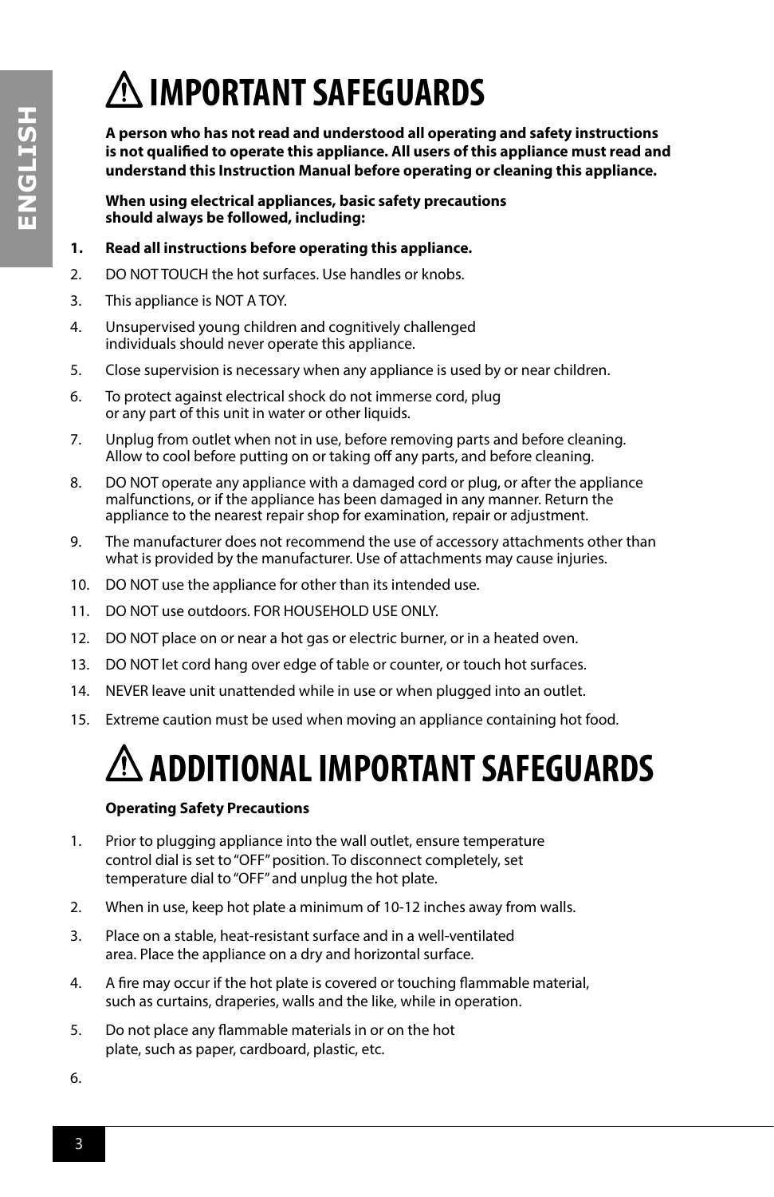# ⚠ IMPORTANT SAFEGUARDS

**A person who has not read and understood all operating and safety instructions is not qualified to operate this appliance. All users of this appliance must read and understand this Instruction Manual before operating or cleaning this appliance.**

**When using electrical appliances, basic safety precautions should always be followed, including:**

1. **Read all instructions before operating this appliance.**
2. DO NOT TOUCH the hot surfaces. Use handles or knobs.
3. This appliance is NOT A TOY.
4. Unsupervised young children and cognitively challenged individuals should never operate this appliance.
5. Close supervision is necessary when any appliance is used by or near children.
6. To protect against electrical shock do not immerse cord, plug or any part of this unit in water or other liquids.
7. Unplug from outlet when not in use, before removing parts and before cleaning. Allow to cool before putting on or taking off any parts, and before cleaning.
8. DO NOT operate any appliance with a damaged cord or plug, or after the appliance malfunctions, or if the appliance has been damaged in any manner. Return the appliance to the nearest repair shop for examination, repair or adjustment.
9. The manufacturer does not recommend the use of accessory attachments other than what is provided by the manufacturer. Use of attachments may cause injuries.
10. DO NOT use the appliance for other than its intended use.
11. DO NOT use outdoors. FOR HOUSEHOLD USE ONLY.
12. DO NOT place on or near a hot gas or electric burner, or in a heated oven.
13. DO NOT let cord hang over edge of table or counter, or touch hot surfaces.
14. NEVER leave unit unattended while in use or when plugged into an outlet.
15. Extreme caution must be used when moving an appliance containing hot food.

# ⚠ ADDITIONAL IMPORTANT SAFEGUARDS

**Operating Safety Precautions**

1. Prior to plugging appliance into the wall outlet, ensure temperature control dial is set to "OFF" position. To disconnect completely, set temperature dial to "OFF" and unplug the hot plate.
2. When in use, keep hot plate a minimum of 10-12 inches away from walls.
3. Place on a stable, heat-resistant surface and in a well-ventilated area. Place the appliance on a dry and horizontal surface.
4. A fire may occur if the hot plate is covered or touching flammable material, such as curtains, draperies, walls and the like, while in operation.
5. Do not place any flammable materials in or on the hot plate, such as paper, cardboard, plastic, etc.
6.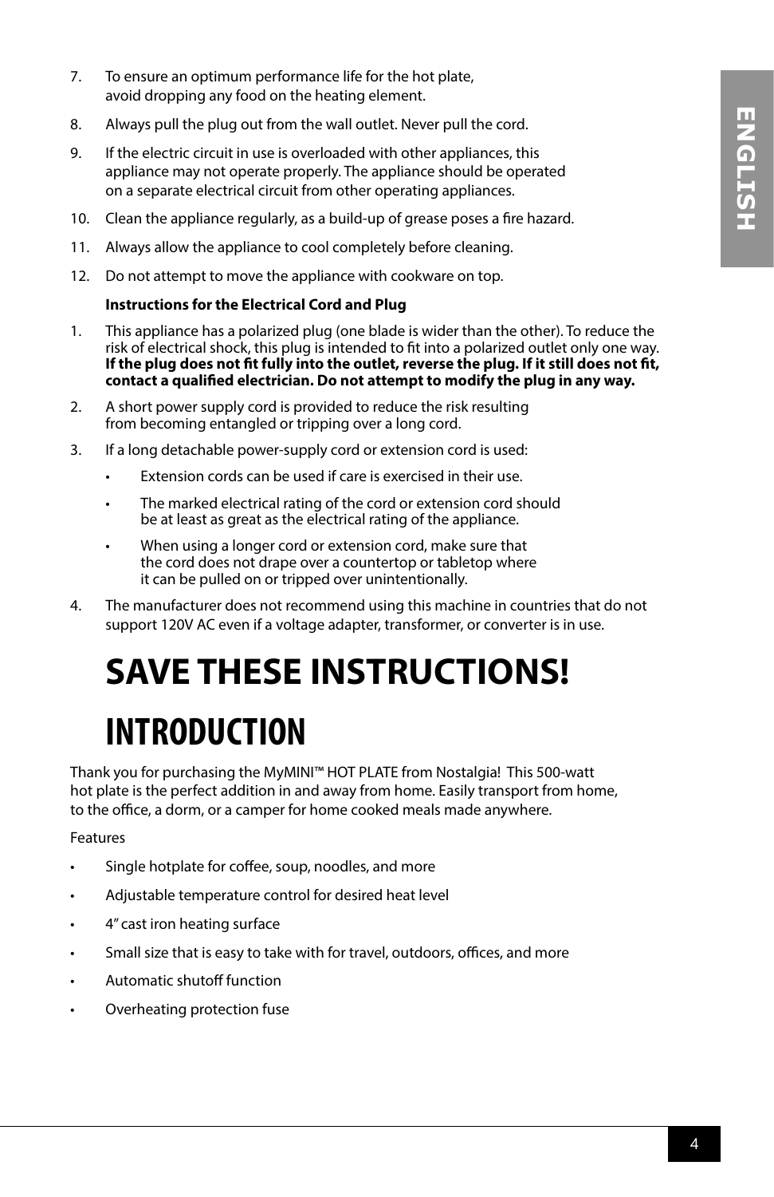7. To ensure an optimum performance life for the hot plate, avoid dropping any food on the heating element.
8. Always pull the plug out from the wall outlet. Never pull the cord.
9. If the electric circuit in use is overloaded with other appliances, this appliance may not operate properly. The appliance should be operated on a separate electrical circuit from other operating appliances.
10. Clean the appliance regularly, as a build-up of grease poses a fire hazard.
11. Always allow the appliance to cool completely before cleaning.
12. Do not attempt to move the appliance with cookware on top.

**Instructions for the Electrical Cord and Plug**

1. This appliance has a polarized plug (one blade is wider than the other). To reduce the risk of electrical shock, this plug is intended to fit into a polarized outlet only one way. **If the plug does not fit fully into the outlet, reverse the plug. If it still does not fit, contact a qualified electrician. Do not attempt to modify the plug in any way.**
2. A short power supply cord is provided to reduce the risk resulting from becoming entangled or tripping over a long cord.
3. If a long detachable power-supply cord or extension cord is used:
   - Extension cords can be used if care is exercised in their use.
   - The marked electrical rating of the cord or extension cord should be at least as great as the electrical rating of the appliance.
   - When using a longer cord or extension cord, make sure that the cord does not drape over a countertop or tabletop where it can be pulled on or tripped over unintentionally.
4. The manufacturer does not recommend using this machine in countries that do not support 120V AC even if a voltage adapter, transformer, or converter is in use.

# SAVE THESE INSTRUCTIONS!

# INTRODUCTION

Thank you for purchasing the MyMINI™ HOT PLATE from Nostalgia! This 500-watt hot plate is the perfect addition in and away from home. Easily transport from home, to the office, a dorm, or a camper for home cooked meals made anywhere.

Features

- Single hotplate for coffee, soup, noodles, and more
- Adjustable temperature control for desired heat level
- 4" cast iron heating surface
- Small size that is easy to take with for travel, outdoors, offices, and more
- Automatic shutoff function
- Overheating protection fuse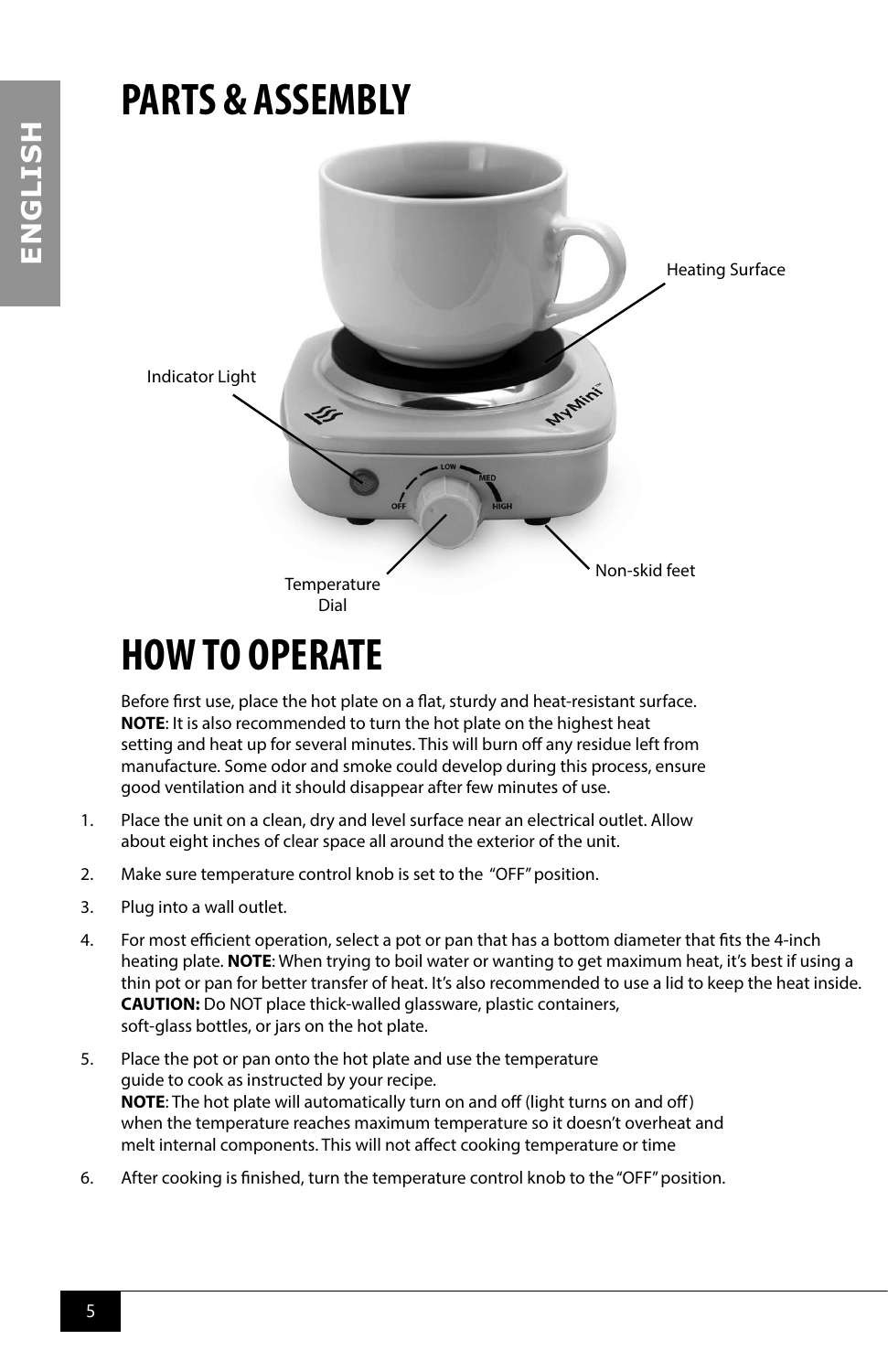# PARTS & ASSEMBLY

Heating Surface

Indicator Light

Temperature Dial

Non-skid feet

# HOW TO OPERATE

Before first use, place the hot plate on a flat, sturdy and heat-resistant surface.
**NOTE**: It is also recommended to turn the hot plate on the highest heat setting and heat up for several minutes. This will burn off any residue left from manufacture. Some odor and smoke could develop during this process, ensure good ventilation and it should disappear after few minutes of use.

1. Place the unit on a clean, dry and level surface near an electrical outlet. Allow about eight inches of clear space all around the exterior of the unit.
2. Make sure temperature control knob is set to the "OFF" position.
3. Plug into a wall outlet.
4. For most efficient operation, select a pot or pan that has a bottom diameter that fits the 4-inch heating plate. **NOTE**: When trying to boil water or wanting to get maximum heat, it's best if using a thin pot or pan for better transfer of heat. It's also recommended to use a lid to keep the heat inside. **CAUTION:** Do NOT place thick-walled glassware, plastic containers, soft-glass bottles, or jars on the hot plate.
5. Place the pot or pan onto the hot plate and use the temperature guide to cook as instructed by your recipe.
   **NOTE**: The hot plate will automatically turn on and off (light turns on and off) when the temperature reaches maximum temperature so it doesn't overheat and melt internal components. This will not affect cooking temperature or time
6. After cooking is finished, turn the temperature control knob to the "OFF" position.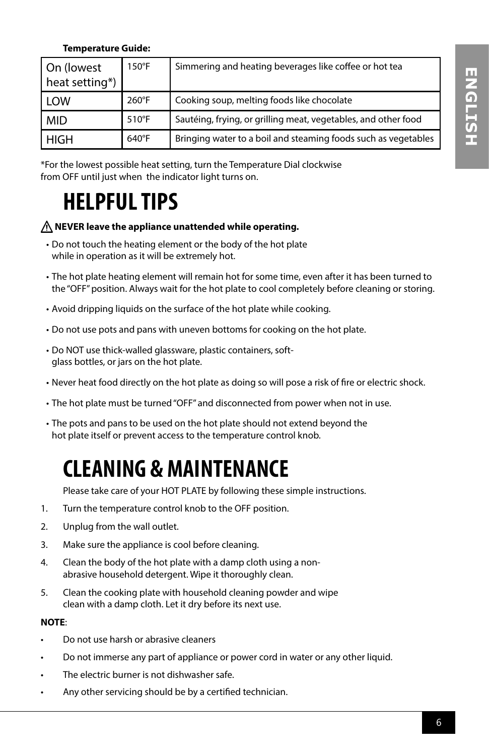**Temperature Guide:**

| On (lowest heat setting*) | 150°F | Simmering and heating beverages like coffee or hot tea |
|---|---|---|
| LOW | 260°F | Cooking soup, melting foods like chocolate |
| MID | 510°F | Sautéing, frying, or grilling meat, vegetables, and other food |
| HIGH | 640°F | Bringing water to a boil and steaming foods such as vegetables |

*For the lowest possible heat setting, turn the Temperature Dial clockwise from OFF until just when the indicator light turns on.

# HELPFUL TIPS

⚠ **NEVER leave the appliance unattended while operating.**

- Do not touch the heating element or the body of the hot plate while in operation as it will be extremely hot.
- The hot plate heating element will remain hot for some time, even after it has been turned to the "OFF" position. Always wait for the hot plate to cool completely before cleaning or storing.
- Avoid dripping liquids on the surface of the hot plate while cooking.
- Do not use pots and pans with uneven bottoms for cooking on the hot plate.
- Do NOT use thick-walled glassware, plastic containers, soft-glass bottles, or jars on the hot plate.
- Never heat food directly on the hot plate as doing so will pose a risk of fire or electric shock.
- The hot plate must be turned "OFF" and disconnected from power when not in use.
- The pots and pans to be used on the hot plate should not extend beyond the hot plate itself or prevent access to the temperature control knob.

# CLEANING & MAINTENANCE

Please take care of your HOT PLATE by following these simple instructions.

1. Turn the temperature control knob to the OFF position.
2. Unplug from the wall outlet.
3. Make sure the appliance is cool before cleaning.
4. Clean the body of the hot plate with a damp cloth using a non-abrasive household detergent. Wipe it thoroughly clean.
5. Clean the cooking plate with household cleaning powder and wipe clean with a damp cloth. Let it dry before its next use.

**NOTE**:

- Do not use harsh or abrasive cleaners
- Do not immerse any part of appliance or power cord in water or any other liquid.
- The electric burner is not dishwasher safe.
- Any other servicing should be by a certified technician.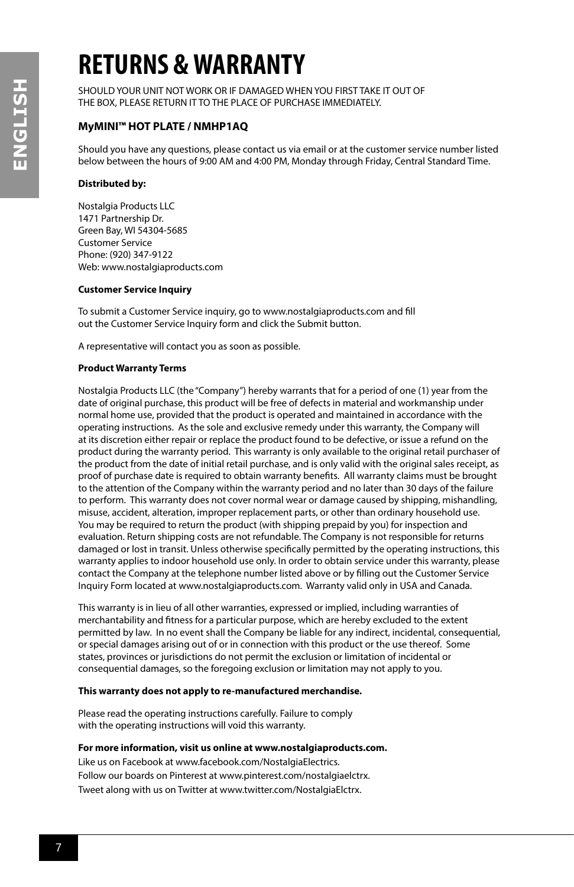# RETURNS & WARRANTY

SHOULD YOUR UNIT NOT WORK OR IF DAMAGED WHEN YOU FIRST TAKE IT OUT OF THE BOX, PLEASE RETURN IT TO THE PLACE OF PURCHASE IMMEDIATELY.

**MyMINI™ HOT PLATE / NMHP1AQ**

Should you have any questions, please contact us via email or at the customer service number listed below between the hours of 9:00 AM and 4:00 PM, Monday through Friday, Central Standard Time.

**Distributed by:**

Nostalgia Products LLC
1471 Partnership Dr.
Green Bay, WI 54304-5685
Customer Service
Phone: (920) 347-9122
Web: www.nostalgiaproducts.com

**Customer Service Inquiry**

To submit a Customer Service inquiry, go to www.nostalgiaproducts.com and fill out the Customer Service Inquiry form and click the Submit button.

A representative will contact you as soon as possible.

**Product Warranty Terms**

Nostalgia Products LLC (the "Company") hereby warrants that for a period of one (1) year from the date of original purchase, this product will be free of defects in material and workmanship under normal home use, provided that the product is operated and maintained in accordance with the operating instructions. As the sole and exclusive remedy under this warranty, the Company will at its discretion either repair or replace the product found to be defective, or issue a refund on the product during the warranty period. This warranty is only available to the original retail purchaser of the product from the date of initial retail purchase, and is only valid with the original sales receipt, as proof of purchase date is required to obtain warranty benefits. All warranty claims must be brought to the attention of the Company within the warranty period and no later than 30 days of the failure to perform. This warranty does not cover normal wear or damage caused by shipping, mishandling, misuse, accident, alteration, improper replacement parts, or other than ordinary household use. You may be required to return the product (with shipping prepaid by you) for inspection and evaluation. Return shipping costs are not refundable. The Company is not responsible for returns damaged or lost in transit. Unless otherwise specifically permitted by the operating instructions, this warranty applies to indoor household use only. In order to obtain service under this warranty, please contact the Company at the telephone number listed above or by filling out the Customer Service Inquiry Form located at www.nostalgiaproducts.com. Warranty valid only in USA and Canada.

This warranty is in lieu of all other warranties, expressed or implied, including warranties of merchantability and fitness for a particular purpose, which are hereby excluded to the extent permitted by law. In no event shall the Company be liable for any indirect, incidental, consequential, or special damages arising out of or in connection with this product or the use thereof. Some states, provinces or jurisdictions do not permit the exclusion or limitation of incidental or consequential damages, so the foregoing exclusion or limitation may not apply to you.

**This warranty does not apply to re-manufactured merchandise.**

Please read the operating instructions carefully. Failure to comply with the operating instructions will void this warranty.

**For more information, visit us online at www.nostalgiaproducts.com.**
Like us on Facebook at www.facebook.com/NostalgiaElectrics.
Follow our boards on Pinterest at www.pinterest.com/nostalgiaelctrx.
Tweet along with us on Twitter at www.twitter.com/NostalgiaElctrx.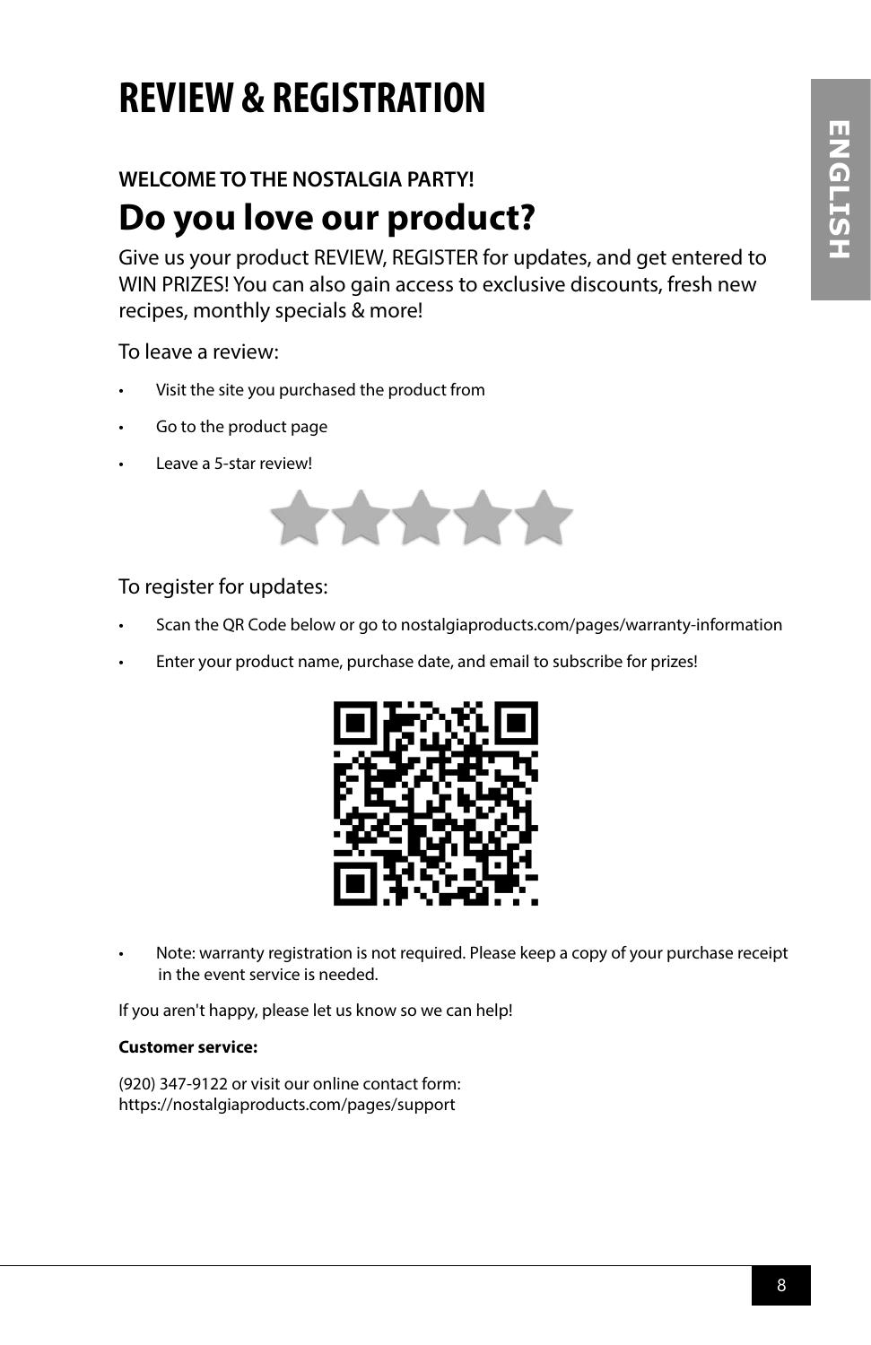# REVIEW & REGISTRATION

### WELCOME TO THE NOSTALGIA PARTY!

## Do you love our product?

Give us your product REVIEW, REGISTER for updates, and get entered to WIN PRIZES! You can also gain access to exclusive discounts, fresh new recipes, monthly specials & more!

To leave a review:

- Visit the site you purchased the product from
- Go to the product page
- Leave a 5-star review!

To register for updates:

- Scan the QR Code below or go to nostalgiaproducts.com/pages/warranty-information
- Enter your product name, purchase date, and email to subscribe for prizes!

- Note: warranty registration is not required. Please keep a copy of your purchase receipt in the event service is needed.

If you aren't happy, please let us know so we can help!

**Customer service:**

(920) 347-9122 or visit our online contact form:
https://nostalgiaproducts.com/pages/support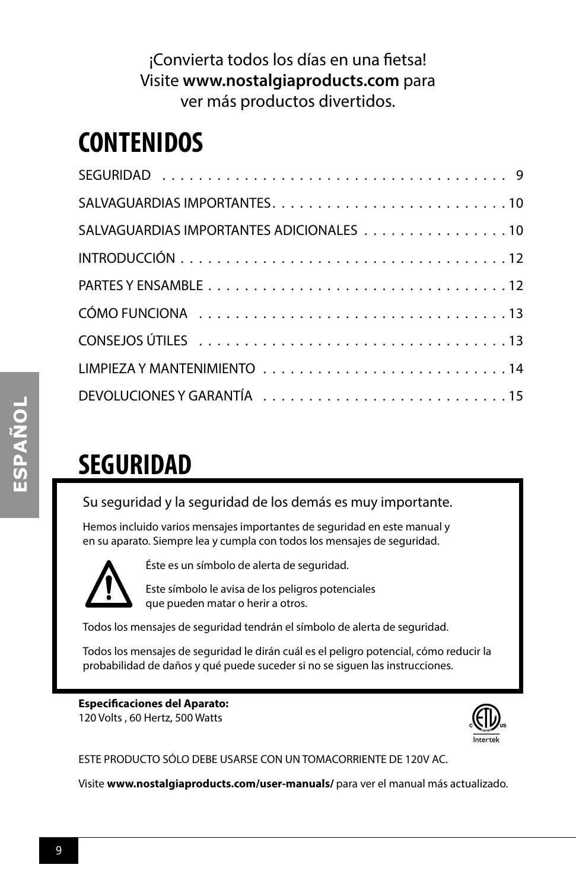¡Convierta todos los días en una fietsa!
Visite **www.nostalgiaproducts.com** para
ver más productos divertidos.

# CONTENIDOS

| | |
|---|---|
| SEGURIDAD | 9 |
| SALVAGUARDIAS IMPORTANTES | 10 |
| SALVAGUARDIAS IMPORTANTES ADICIONALES | 10 |
| INTRODUCCIÓN | 12 |
| PARTES Y ENSAMBLE | 12 |
| CÓMO FUNCIONA | 13 |
| CONSEJOS ÚTILES | 13 |
| LIMPIEZA Y MANTENIMIENTO | 14 |
| DEVOLUCIONES Y GARANTÍA | 15 |

# SEGURIDAD

Su seguridad y la seguridad de los demás es muy importante.

Hemos incluido varios mensajes importantes de seguridad en este manual y en su aparato. Siempre lea y cumpla con todos los mensajes de seguridad.

Éste es un símbolo de alerta de seguridad.

Este símbolo le avisa de los peligros potenciales que pueden matar o herir a otros.

Todos los mensajes de seguridad tendrán el símbolo de alerta de seguridad.

Todos los mensajes de seguridad le dirán cuál es el peligro potencial, cómo reducir la probabilidad de daños y qué puede suceder si no se siguen las instrucciones.

**Especificaciones del Aparato:**
120 Volts , 60 Hertz, 500 Watts

ESTE PRODUCTO SÓLO DEBE USARSE CON UN TOMACORRIENTE DE 120V AC.

Visite **www.nostalgiaproducts.com/user-manuals/** para ver el manual más actualizado.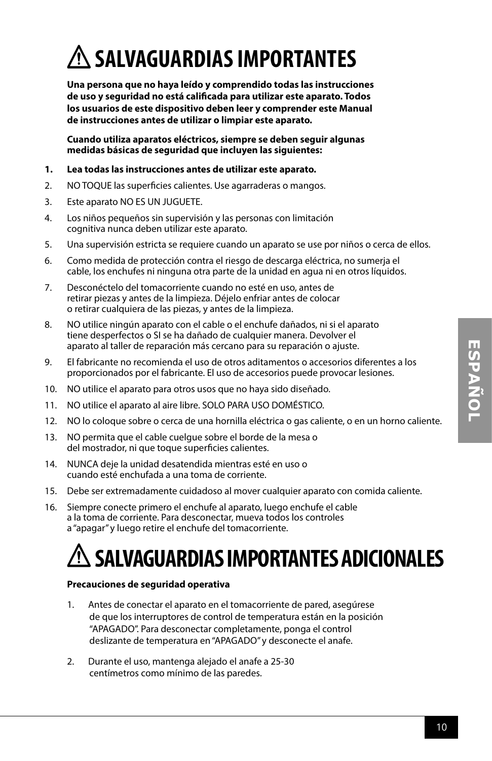# ⚠ SALVAGUARDIAS IMPORTANTES

**Una persona que no haya leído y comprendido todas las instrucciones de uso y seguridad no está calificada para utilizar este aparato. Todos los usuarios de este dispositivo deben leer y comprender este Manual de instrucciones antes de utilizar o limpiar este aparato.**

**Cuando utiliza aparatos eléctricos, siempre se deben seguir algunas medidas básicas de seguridad que incluyen las siguientes:**

1. **Lea todas las instrucciones antes de utilizar este aparato.**
2. NO TOQUE las superficies calientes. Use agarraderas o mangos.
3. Este aparato NO ES UN JUGUETE.
4. Los niños pequeños sin supervisión y las personas con limitación cognitiva nunca deben utilizar este aparato.
5. Una supervisión estricta se requiere cuando un aparato se use por niños o cerca de ellos.
6. Como medida de protección contra el riesgo de descarga eléctrica, no sumerja el cable, los enchufes ni ninguna otra parte de la unidad en agua ni en otros líquidos.
7. Desconéctelo del tomacorriente cuando no esté en uso, antes de retirar piezas y antes de la limpieza. Déjelo enfriar antes de colocar o retirar cualquiera de las piezas, y antes de la limpieza.
8. NO utilice ningún aparato con el cable o el enchufe dañados, ni si el aparato tiene desperfectos o SI se ha dañado de cualquier manera. Devolver el aparato al taller de reparación más cercano para su reparación o ajuste.
9. El fabricante no recomienda el uso de otros aditamentos o accesorios diferentes a los proporcionados por el fabricante. El uso de accesorios puede provocar lesiones.
10. NO utilice el aparato para otros usos que no haya sido diseñado.
11. NO utilice el aparato al aire libre. SOLO PARA USO DOMÉSTICO.
12. NO lo coloque sobre o cerca de una hornilla eléctrica o gas caliente, o en un horno caliente.
13. NO permita que el cable cuelgue sobre el borde de la mesa o del mostrador, ni que toque superficies calientes.
14. NUNCA deje la unidad desatendida mientras esté en uso o cuando esté enchufada a una toma de corriente.
15. Debe ser extremadamente cuidadoso al mover cualquier aparato con comida caliente.
16. Siempre conecte primero el enchufe al aparato, luego enchufe el cable a la toma de corriente. Para desconectar, mueva todos los controles a "apagar" y luego retire el enchufe del tomacorriente.

# ⚠ SALVAGUARDIAS IMPORTANTES ADICIONALES

**Precauciones de seguridad operativa**

1. Antes de conectar el aparato en el tomacorriente de pared, asegúrese de que los interruptores de control de temperatura están en la posición "APAGADO". Para desconectar completamente, ponga el control deslizante de temperatura en "APAGADO" y desconecte el anafe.

2. Durante el uso, mantenga alejado el anafe a 25-30 centímetros como mínimo de las paredes.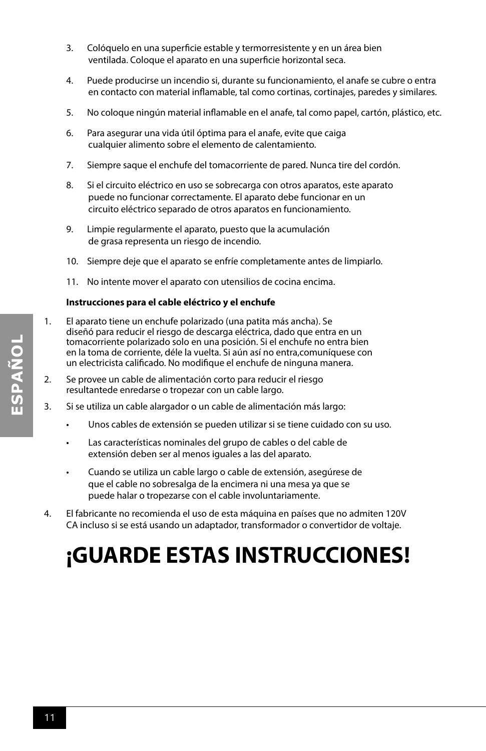3. Colóquelo en una superficie estable y termorresistente y en un área bien ventilada. Coloque el aparato en una superficie horizontal seca.

4. Puede producirse un incendio si, durante su funcionamiento, el anafe se cubre o entra en contacto con material inflamable, tal como cortinas, cortinajes, paredes y similares.

5. No coloque ningún material inflamable en el anafe, tal como papel, cartón, plástico, etc.

6. Para asegurar una vida útil óptima para el anafe, evite que caiga cualquier alimento sobre el elemento de calentamiento.

7. Siempre saque el enchufe del tomacorriente de pared. Nunca tire del cordón.

8. Si el circuito eléctrico en uso se sobrecarga con otros aparatos, este aparato puede no funcionar correctamente. El aparato debe funcionar en un circuito eléctrico separado de otros aparatos en funcionamiento.

9. Limpie regularmente el aparato, puesto que la acumulación de grasa representa un riesgo de incendio.

10. Siempre deje que el aparato se enfríe completamente antes de limpiarlo.

11. No intente mover el aparato con utensilios de cocina encima.

**Instrucciones para el cable eléctrico y el enchufe**

1. El aparato tiene un enchufe polarizado (una patita más ancha). Se diseñó para reducir el riesgo de descarga eléctrica, dado que entra en un tomacorriente polarizado solo en una posición. Si el enchufe no entra bien en la toma de corriente, déle la vuelta. Si aún así no entra,comuníquese con un electricista calificado. No modifique el enchufe de ninguna manera.

2. Se provee un cable de alimentación corto para reducir el riesgo resultantede enredarse o tropezar con un cable largo.

3. Si se utiliza un cable alargador o un cable de alimentación más largo:
   - Unos cables de extensión se pueden utilizar si se tiene cuidado con su uso.
   - Las características nominales del grupo de cables o del cable de extensión deben ser al menos iguales a las del aparato.
   - Cuando se utiliza un cable largo o cable de extensión, asegúrese de que el cable no sobresalga de la encimera ni una mesa ya que se puede halar o tropezarse con el cable involuntariamente.

4. El fabricante no recomienda el uso de esta máquina en países que no admiten 120V CA incluso si se está usando un adaptador, transformador o convertidor de voltaje.

# ¡GUARDE ESTAS INSTRUCCIONES!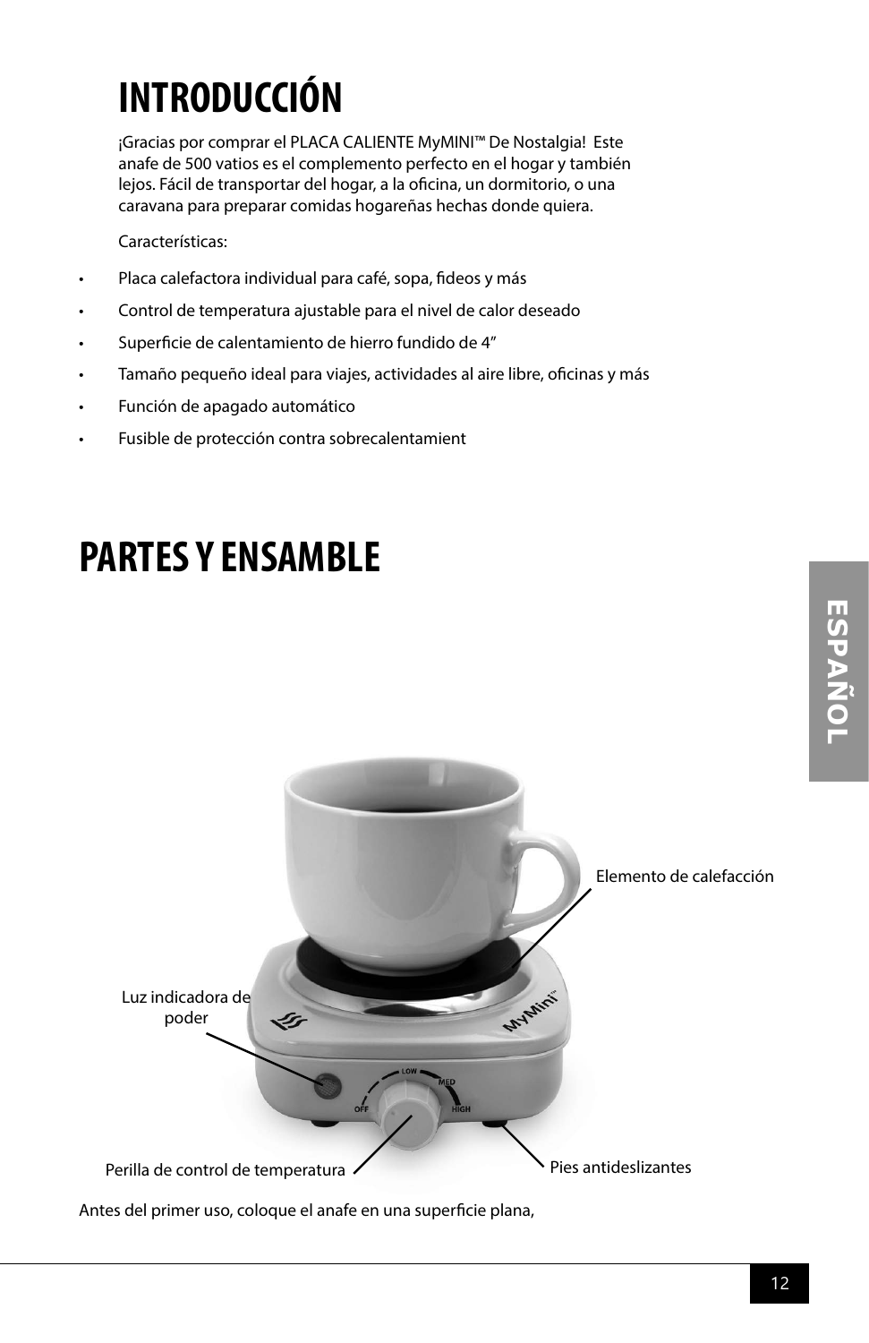# INTRODUCCIÓN

¡Gracias por comprar el PLACA CALIENTE MyMINI™ De Nostalgia! Este anafe de 500 vatios es el complemento perfecto en el hogar y también lejos. Fácil de transportar del hogar, a la oficina, un dormitorio, o una caravana para preparar comidas hogareñas hechas donde quiera.

Características:

- Placa calefactora individual para café, sopa, fideos y más
- Control de temperatura ajustable para el nivel de calor deseado
- Superficie de calentamiento de hierro fundido de 4"
- Tamaño pequeño ideal para viajes, actividades al aire libre, oficinas y más
- Función de apagado automático
- Fusible de protección contra sobrecalentamient

# PARTES Y ENSAMBLE

Elemento de calefacción

Luz indicadora de poder

Perilla de control de temperatura

Pies antideslizantes

Antes del primer uso, coloque el anafe en una superficie plana,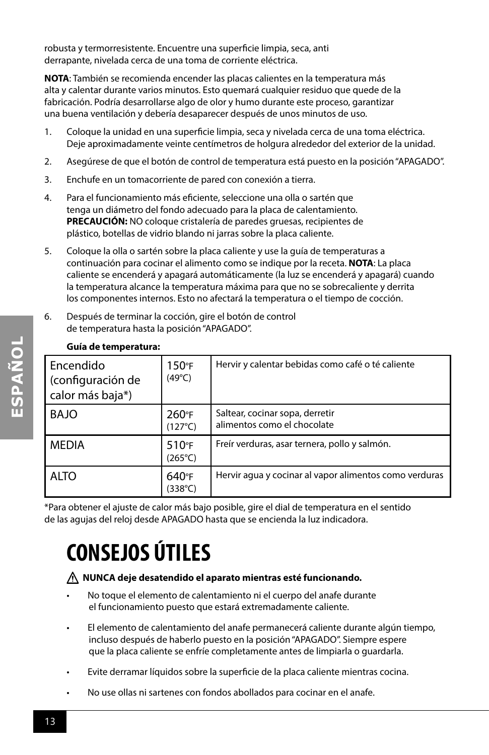robusta y termorresistente. Encuentre una superficie limpia, seca, anti derrapante, nivelada cerca de una toma de corriente eléctrica.

**NOTA**: También se recomienda encender las placas calientes en la temperatura más alta y calentar durante varios minutos. Esto quemará cualquier residuo que quede de la fabricación. Podría desarrollarse algo de olor y humo durante este proceso, garantizar una buena ventilación y debería desaparecer después de unos minutos de uso.

1. Coloque la unidad en una superficie limpia, seca y nivelada cerca de una toma eléctrica. Deje aproximadamente veinte centímetros de holgura alrededor del exterior de la unidad.
2. Asegúrese de que el botón de control de temperatura está puesto en la posición "APAGADO".
3. Enchufe en un tomacorriente de pared con conexión a tierra.
4. Para el funcionamiento más eficiente, seleccione una olla o sartén que tenga un diámetro del fondo adecuado para la placa de calentamiento. **PRECAUCIÓN:** NO coloque cristalería de paredes gruesas, recipientes de plástico, botellas de vidrio blando ni jarras sobre la placa caliente.
5. Coloque la olla o sartén sobre la placa caliente y use la guía de temperaturas a continuación para cocinar el alimento como se indique por la receta. **NOTA**: La placa caliente se encenderá y apagará automáticamente (la luz se encenderá y apagará) cuando la temperatura alcance la temperatura máxima para que no se sobrecaliente y derrita los componentes internos. Esto no afectará la temperatura o el tiempo de cocción.
6. Después de terminar la cocción, gire el botón de control de temperatura hasta la posición "APAGADO".

**Guía de temperatura:**

| | | |
|---|---|---|
| Encendido (configuración de calor más baja*) | 150°F (49°C) | Hervir y calentar bebidas como café o té caliente |
| BAJO | 260°F (127°C) | Saltear, cocinar sopa, derretir alimentos como el chocolate |
| MEDIA | 510°F (265°C) | Freír verduras, asar ternera, pollo y salmón. |
| ALTO | 640°F (338°C) | Hervir agua y cocinar al vapor alimentos como verduras |

*Para obtener el ajuste de calor más bajo posible, gire el dial de temperatura en el sentido de las agujas del reloj desde APAGADO hasta que se encienda la luz indicadora.

# CONSEJOS ÚTILES

⚠ **NUNCA deje desatendido el aparato mientras esté funcionando.**

- No toque el elemento de calentamiento ni el cuerpo del anafe durante el funcionamiento puesto que estará extremadamente caliente.
- El elemento de calentamiento del anafe permanecerá caliente durante algún tiempo, incluso después de haberlo puesto en la posición "APAGADO". Siempre espere que la placa caliente se enfríe completamente antes de limpiarla o guardarla.
- Evite derramar líquidos sobre la superficie de la placa caliente mientras cocina.
- No use ollas ni sartenes con fondos abollados para cocinar en el anafe.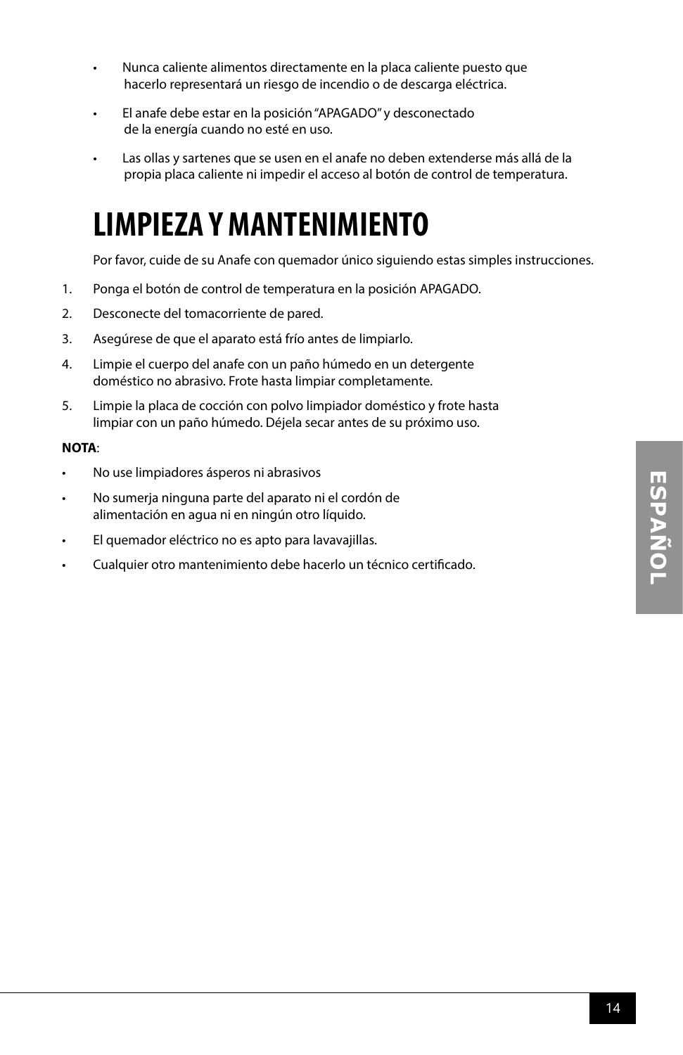- Nunca caliente alimentos directamente en la placa caliente puesto que hacerlo representará un riesgo de incendio o de descarga eléctrica.
- El anafe debe estar en la posición "APAGADO" y desconectado de la energía cuando no esté en uso.
- Las ollas y sartenes que se usen en el anafe no deben extenderse más allá de la propia placa caliente ni impedir el acceso al botón de control de temperatura.

# LIMPIEZA Y MANTENIMIENTO

Por favor, cuide de su Anafe con quemador único siguiendo estas simples instrucciones.

1. Ponga el botón de control de temperatura en la posición APAGADO.
2. Desconecte del tomacorriente de pared.
3. Asegúrese de que el aparato está frío antes de limpiarlo.
4. Limpie el cuerpo del anafe con un paño húmedo en un detergente doméstico no abrasivo. Frote hasta limpiar completamente.
5. Limpie la placa de cocción con polvo limpiador doméstico y frote hasta limpiar con un paño húmedo. Déjela secar antes de su próximo uso.

**NOTA**:

- No use limpiadores ásperos ni abrasivos
- No sumerja ninguna parte del aparato ni el cordón de alimentación en agua ni en ningún otro líquido.
- El quemador eléctrico no es apto para lavavajillas.
- Cualquier otro mantenimiento debe hacerlo un técnico certificado.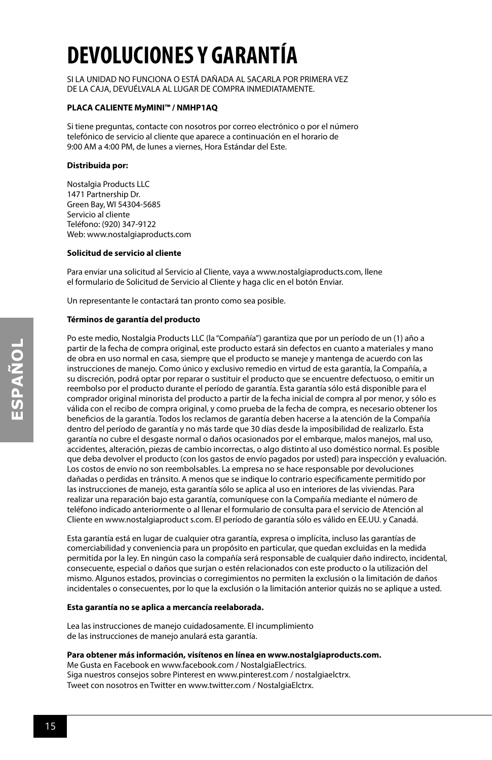# DEVOLUCIONES Y GARANTÍA

SI LA UNIDAD NO FUNCIONA O ESTÁ DAÑADA AL SACARLA POR PRIMERA VEZ DE LA CAJA, DEVUÉLVALA AL LUGAR DE COMPRA INMEDIATAMENTE.

**PLACA CALIENTE MyMINI™ / NMHP1AQ**

Si tiene preguntas, contacte con nosotros por correo electrónico o por el número telefónico de servicio al cliente que aparece a continuación en el horario de 9:00 AM a 4:00 PM, de lunes a viernes, Hora Estándar del Este.

**Distribuida por:**

Nostalgia Products LLC
1471 Partnership Dr.
Green Bay, WI 54304-5685
Servicio al cliente
Teléfono: (920) 347-9122
Web: www.nostalgiaproducts.com

**Solicitud de servicio al cliente**

Para enviar una solicitud al Servicio al Cliente, vaya a www.nostalgiaproducts.com, llene el formulario de Solicitud de Servicio al Cliente y haga clic en el botón Enviar.

Un representante le contactará tan pronto como sea posible.

**Términos de garantía del producto**

Po este medio, Nostalgia Products LLC (la "Compañía") garantiza que por un período de un (1) año a partir de la fecha de compra original, este producto estará sin defectos en cuanto a materiales y mano de obra en uso normal en casa, siempre que el producto se maneje y mantenga de acuerdo con las instrucciones de manejo. Como único y exclusivo remedio en virtud de esta garantía, la Compañía, a su discreción, podrá optar por reparar o sustituir el producto que se encuentre defectuoso, o emitir un reembolso por el producto durante el período de garantía. Esta garantía sólo está disponible para el comprador original minorista del producto a partir de la fecha inicial de compra al por menor, y sólo es válida con el recibo de compra original, y como prueba de la fecha de compra, es necesario obtener los beneficios de la garantía. Todos los reclamos de garantía deben hacerse a la atención de la Compañía dentro del período de garantía y no más tarde que 30 días desde la imposibilidad de realizarlo. Esta garantía no cubre el desgaste normal o daños ocasionados por el embarque, malos manejos, mal uso, accidentes, alteración, piezas de cambio incorrectas, o algo distinto al uso doméstico normal. Es posible que deba devolver el producto (con los gastos de envío pagados por usted) para inspección y evaluación. Los costos de envío no son reembolsables. La empresa no se hace responsable por devoluciones dañadas o perdidas en tránsito. A menos que se indique lo contrario específicamente permitido por las instrucciones de manejo, esta garantía sólo se aplica al uso en interiores de las viviendas. Para realizar una reparación bajo esta garantía, comuníquese con la Compañía mediante el número de teléfono indicado anteriormente o al llenar el formulario de consulta para el servicio de Atención al Cliente en www.nostalgiaproduct s.com. El período de garantía sólo es válido en EE.UU. y Canadá.

Esta garantía está en lugar de cualquier otra garantía, expresa o implícita, incluso las garantías de comerciabilidad y conveniencia para un propósito en particular, que quedan excluidas en la medida permitida por la ley. En ningún caso la compañía será responsable de cualquier daño indirecto, incidental, consecuente, especial o daños que surjan o estén relacionados con este producto o la utilización del mismo. Algunos estados, provincias o corregimientos no permiten la exclusión o la limitación de daños incidentales o consecuentes, por lo que la exclusión o la limitación anterior quizás no se aplique a usted.

**Esta garantía no se aplica a mercancía reelaborada.**

Lea las instrucciones de manejo cuidadosamente. El incumplimiento de las instrucciones de manejo anulará esta garantía.

**Para obtener más información, visítenos en línea en www.nostalgiaproducts.com.**
Me Gusta en Facebook en www.facebook.com / NostalgiaElectrics.
Siga nuestros consejos sobre Pinterest en www.pinterest.com / nostalgiaelctrx.
Tweet con nosotros en Twitter en www.twitter.com / NostalgiaElctrx.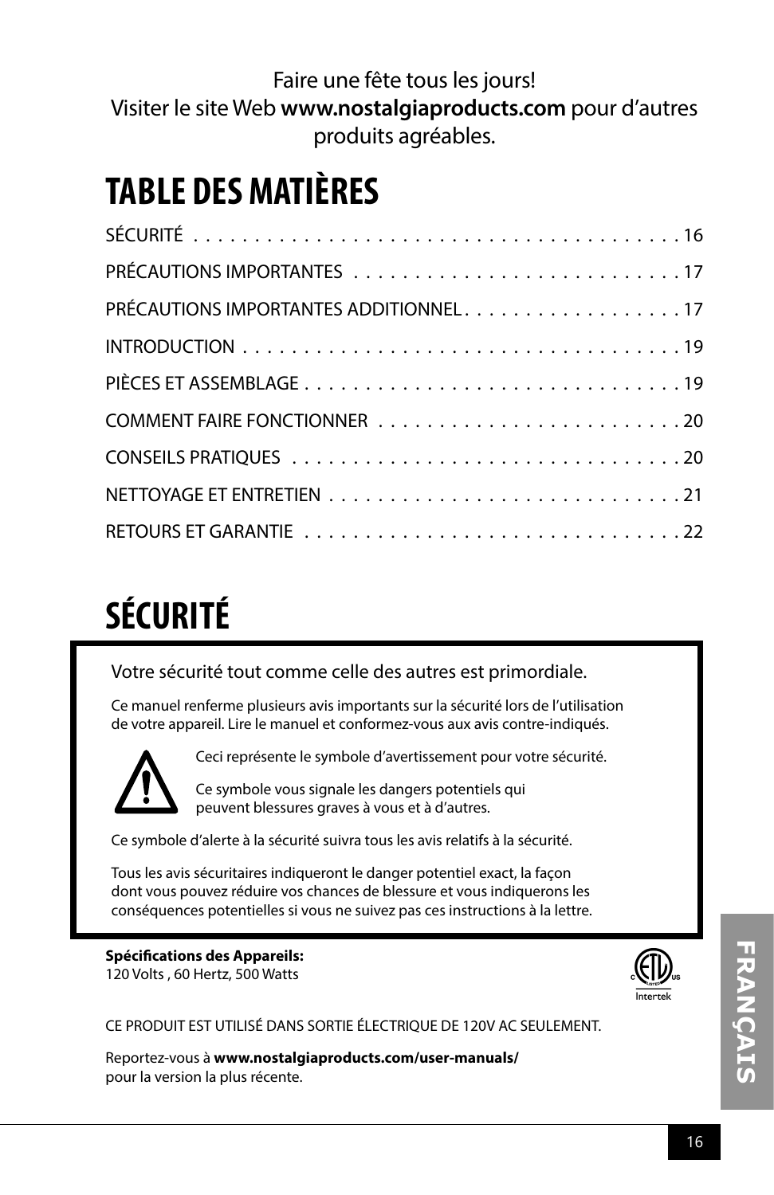Faire une fête tous les jours!
Visiter le site Web **www.nostalgiaproducts.com** pour d'autres produits agréables.

# TABLE DES MATIÈRES

| | |
|---|---|
| SÉCURITÉ | 16 |
| PRÉCAUTIONS IMPORTANTES | 17 |
| PRÉCAUTIONS IMPORTANTES ADDITIONNEL | 17 |
| INTRODUCTION | 19 |
| PIÈCES ET ASSEMBLAGE | 19 |
| COMMENT FAIRE FONCTIONNER | 20 |
| CONSEILS PRATIQUES | 20 |
| NETTOYAGE ET ENTRETIEN | 21 |
| RETOURS ET GARANTIE | 22 |

# SÉCURITÉ

Votre sécurité tout comme celle des autres est primordiale.

Ce manuel renferme plusieurs avis importants sur la sécurité lors de l'utilisation de votre appareil. Lire le manuel et conformez-vous aux avis contre-indiqués.

Ceci représente le symbole d'avertissement pour votre sécurité.

Ce symbole vous signale les dangers potentiels qui peuvent blessures graves à vous et à d'autres.

Ce symbole d'alerte à la sécurité suivra tous les avis relatifs à la sécurité.

Tous les avis sécuritaires indiqueront le danger potentiel exact, la façon dont vous pouvez réduire vos chances de blessure et vous indiquerons les conséquences potentielles si vous ne suivez pas ces instructions à la lettre.

**Spécifications des Appareils:**
120 Volts , 60 Hertz, 500 Watts

CE PRODUIT EST UTILISÉ DANS SORTIE ÉLECTRIQUE DE 120V AC SEULEMENT.

Reportez-vous à **www.nostalgiaproducts.com/user-manuals/** pour la version la plus récente.

FRANÇAIS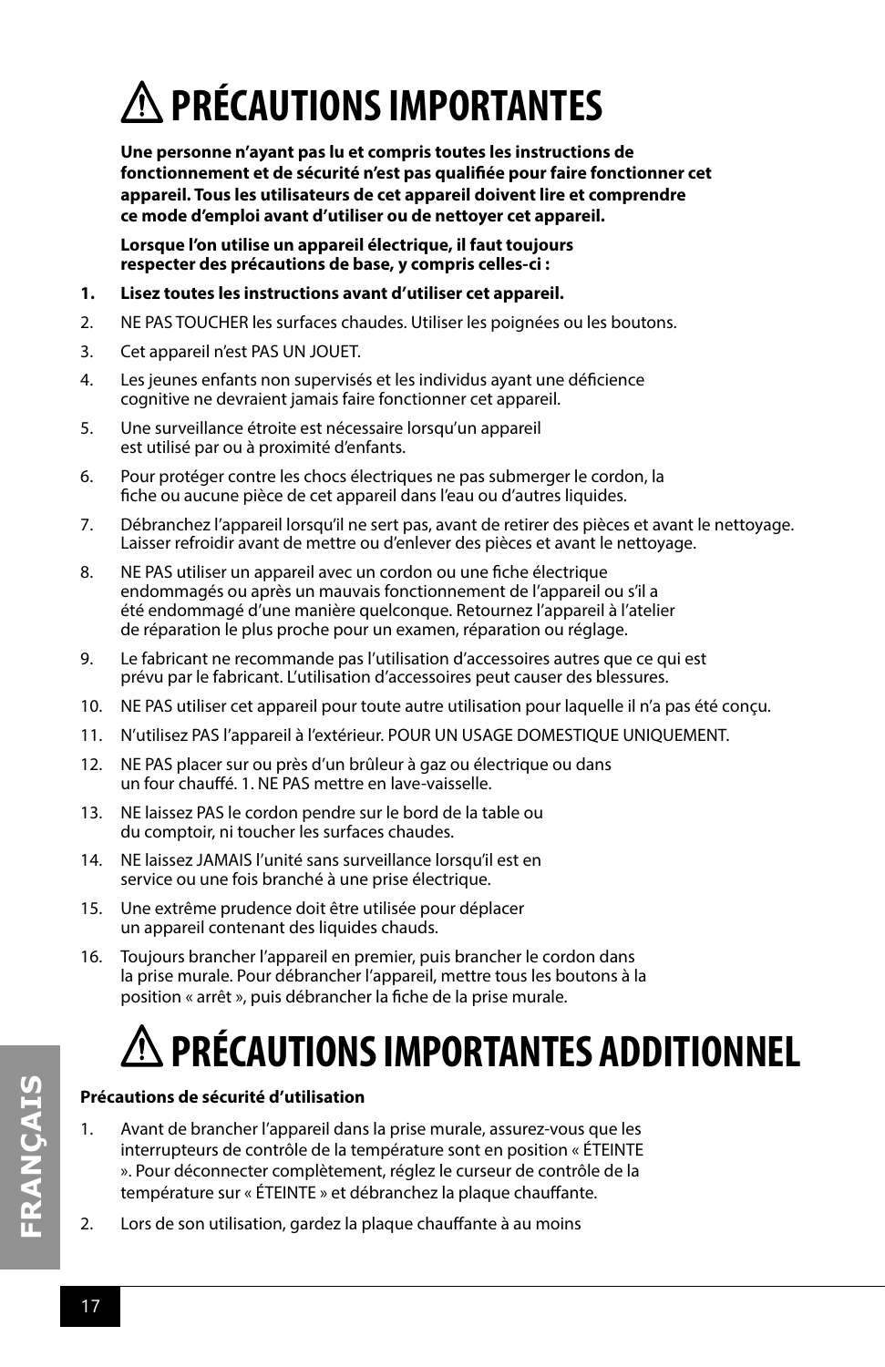# ⚠ PRÉCAUTIONS IMPORTANTES

**Une personne n'ayant pas lu et compris toutes les instructions de fonctionnement et de sécurité n'est pas qualifiée pour faire fonctionner cet appareil. Tous les utilisateurs de cet appareil doivent lire et comprendre ce mode d'emploi avant d'utiliser ou de nettoyer cet appareil.**

**Lorsque l'on utilise un appareil électrique, il faut toujours respecter des précautions de base, y compris celles-ci :**

1. **Lisez toutes les instructions avant d'utiliser cet appareil.**
2. NE PAS TOUCHER les surfaces chaudes. Utiliser les poignées ou les boutons.
3. Cet appareil n'est PAS UN JOUET.
4. Les jeunes enfants non supervisés et les individus ayant une déficience cognitive ne devraient jamais faire fonctionner cet appareil.
5. Une surveillance étroite est nécessaire lorsqu'un appareil est utilisé par ou à proximité d'enfants.
6. Pour protéger contre les chocs électriques ne pas submerger le cordon, la fiche ou aucune pièce de cet appareil dans l'eau ou d'autres liquides.
7. Débranchez l'appareil lorsqu'il ne sert pas, avant de retirer des pièces et avant le nettoyage. Laisser refroidir avant de mettre ou d'enlever des pièces et avant le nettoyage.
8. NE PAS utiliser un appareil avec un cordon ou une fiche électrique endommagés ou après un mauvais fonctionnement de l'appareil ou s'il a été endommagé d'une manière quelconque. Retournez l'appareil à l'atelier de réparation le plus proche pour un examen, réparation ou réglage.
9. Le fabricant ne recommande pas l'utilisation d'accessoires autres que ce qui est prévu par le fabricant. L'utilisation d'accessoires peut causer des blessures.
10. NE PAS utiliser cet appareil pour toute autre utilisation pour laquelle il n'a pas été conçu.
11. N'utilisez PAS l'appareil à l'extérieur. POUR UN USAGE DOMESTIQUE UNIQUEMENT.
12. NE PAS placer sur ou près d'un brûleur à gaz ou électrique ou dans un four chauffé. 1. NE PAS mettre en lave-vaisselle.
13. NE laissez PAS le cordon pendre sur le bord de la table ou du comptoir, ni toucher les surfaces chaudes.
14. NE laissez JAMAIS l'unité sans surveillance lorsqu'il est en service ou une fois branché à une prise électrique.
15. Une extrême prudence doit être utilisée pour déplacer un appareil contenant des liquides chauds.
16. Toujours brancher l'appareil en premier, puis brancher le cordon dans la prise murale. Pour débrancher l'appareil, mettre tous les boutons à la position « arrêt », puis débrancher la fiche de la prise murale.

# ⚠ PRÉCAUTIONS IMPORTANTES ADDITIONNEL

**Précautions de sécurité d'utilisation**

1. Avant de brancher l'appareil dans la prise murale, assurez-vous que les interrupteurs de contrôle de la température sont en position « ÉTEINTE ». Pour déconnecter complètement, réglez le curseur de contrôle de la température sur « ÉTEINTE » et débranchez la plaque chauffante.
2. Lors de son utilisation, gardez la plaque chauffante à au moins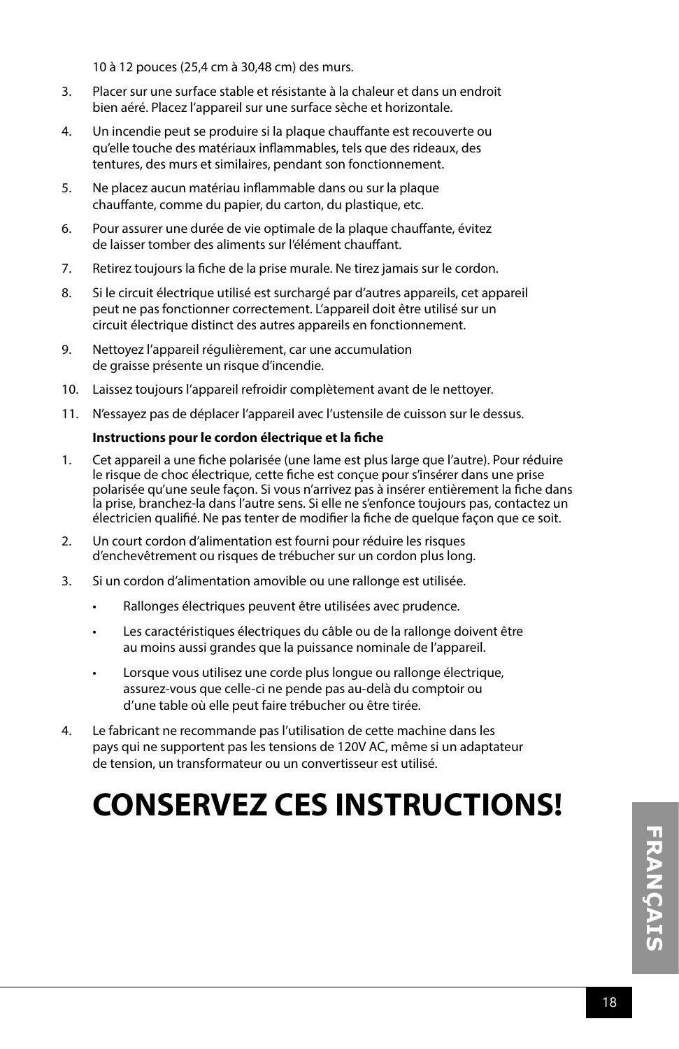10 à 12 pouces (25,4 cm à 30,48 cm) des murs.

3. Placer sur une surface stable et résistante à la chaleur et dans un endroit bien aéré. Placez l'appareil sur une surface sèche et horizontale.

4. Un incendie peut se produire si la plaque chauffante est recouverte ou qu'elle touche des matériaux inflammables, tels que des rideaux, des tentures, des murs et similaires, pendant son fonctionnement.

5. Ne placez aucun matériau inflammable dans ou sur la plaque chauffante, comme du papier, du carton, du plastique, etc.

6. Pour assurer une durée de vie optimale de la plaque chauffante, évitez de laisser tomber des aliments sur l'élément chauffant.

7. Retirez toujours la fiche de la prise murale. Ne tirez jamais sur le cordon.

8. Si le circuit électrique utilisé est surchargé par d'autres appareils, cet appareil peut ne pas fonctionner correctement. L'appareil doit être utilisé sur un circuit électrique distinct des autres appareils en fonctionnement.

9. Nettoyez l'appareil régulièrement, car une accumulation de graisse présente un risque d'incendie.

10. Laissez toujours l'appareil refroidir complètement avant de le nettoyer.

11. N'essayez pas de déplacer l'appareil avec l'ustensile de cuisson sur le dessus.

**Instructions pour le cordon électrique et la fiche**

1. Cet appareil a une fiche polarisée (une lame est plus large que l'autre). Pour réduire le risque de choc électrique, cette fiche est conçue pour s'insérer dans une prise polarisée qu'une seule façon. Si vous n'arrivez pas à insérer entièrement la fiche dans la prise, branchez-la dans l'autre sens. Si elle ne s'enfonce toujours pas, contactez un électricien qualifié. Ne pas tenter de modifier la fiche de quelque façon que ce soit.

2. Un court cordon d'alimentation est fourni pour réduire les risques d'enchevêtrement ou risques de trébucher sur un cordon plus long.

3. Si un cordon d'alimentation amovible ou une rallonge est utilisée.
   - Rallonges électriques peuvent être utilisées avec prudence.
   - Les caractéristiques électriques du câble ou de la rallonge doivent être au moins aussi grandes que la puissance nominale de l'appareil.
   - Lorsque vous utilisez une corde plus longue ou rallonge électrique, assurez-vous que celle-ci ne pende pas au-delà du comptoir ou d'une table où elle peut faire trébucher ou être tirée.

4. Le fabricant ne recommande pas l'utilisation de cette machine dans les pays qui ne supportent pas les tensions de 120V AC, même si un adaptateur de tension, un transformateur ou un convertisseur est utilisé.

# CONSERVEZ CES INSTRUCTIONS!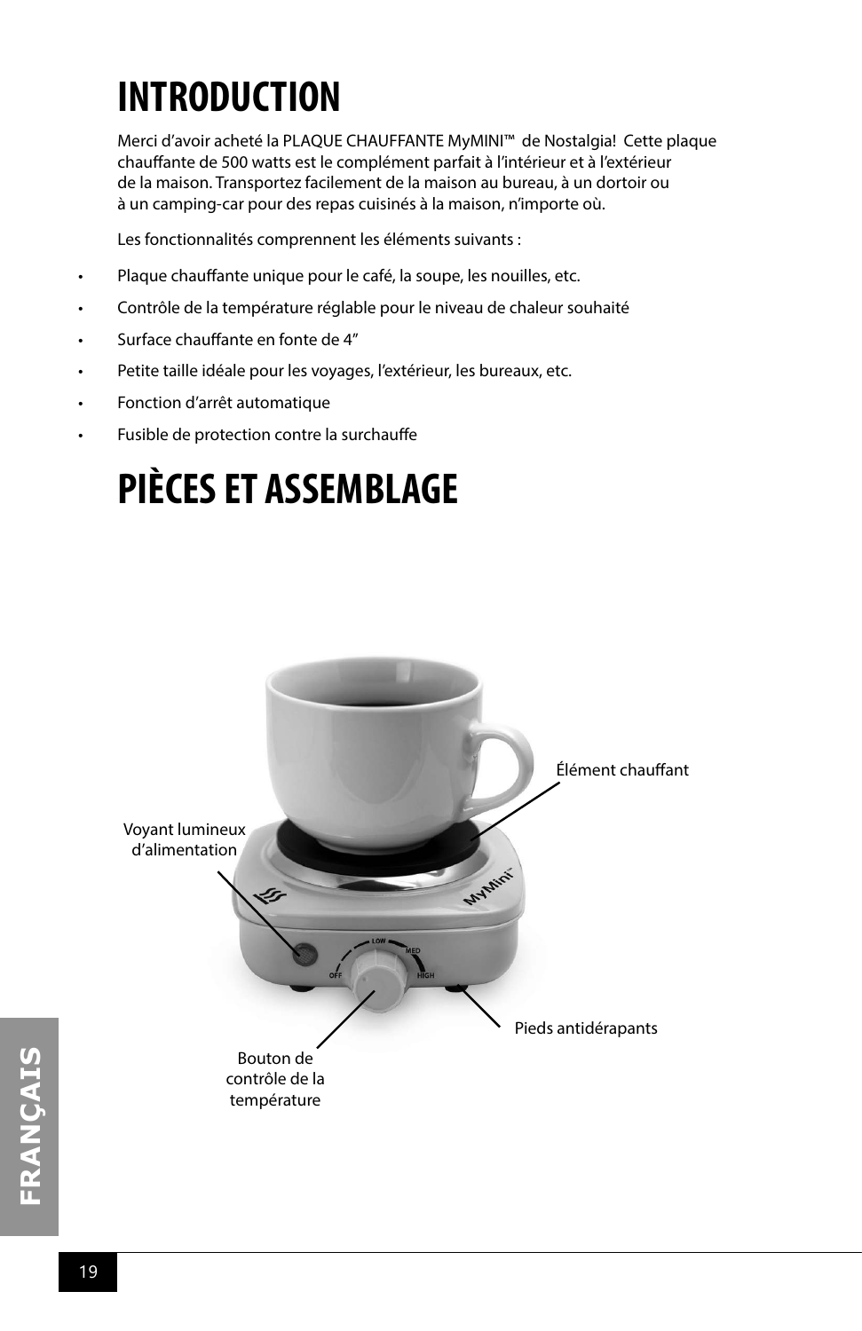# INTRODUCTION

Merci d'avoir acheté la PLAQUE CHAUFFANTE MyMINI™ de Nostalgia! Cette plaque chauffante de 500 watts est le complément parfait à l'intérieur et à l'extérieur de la maison. Transportez facilement de la maison au bureau, à un dortoir ou à un camping-car pour des repas cuisinés à la maison, n'importe où.

Les fonctionnalités comprennent les éléments suivants :

- Plaque chauffante unique pour le café, la soupe, les nouilles, etc.
- Contrôle de la température réglable pour le niveau de chaleur souhaité
- Surface chauffante en fonte de 4"
- Petite taille idéale pour les voyages, l'extérieur, les bureaux, etc.
- Fonction d'arrêt automatique
- Fusible de protection contre la surchauffe

# PIÈCES ET ASSEMBLAGE

Élément chauffant

Voyant lumineux d'alimentation

Pieds antidérapants

Bouton de contrôle de la température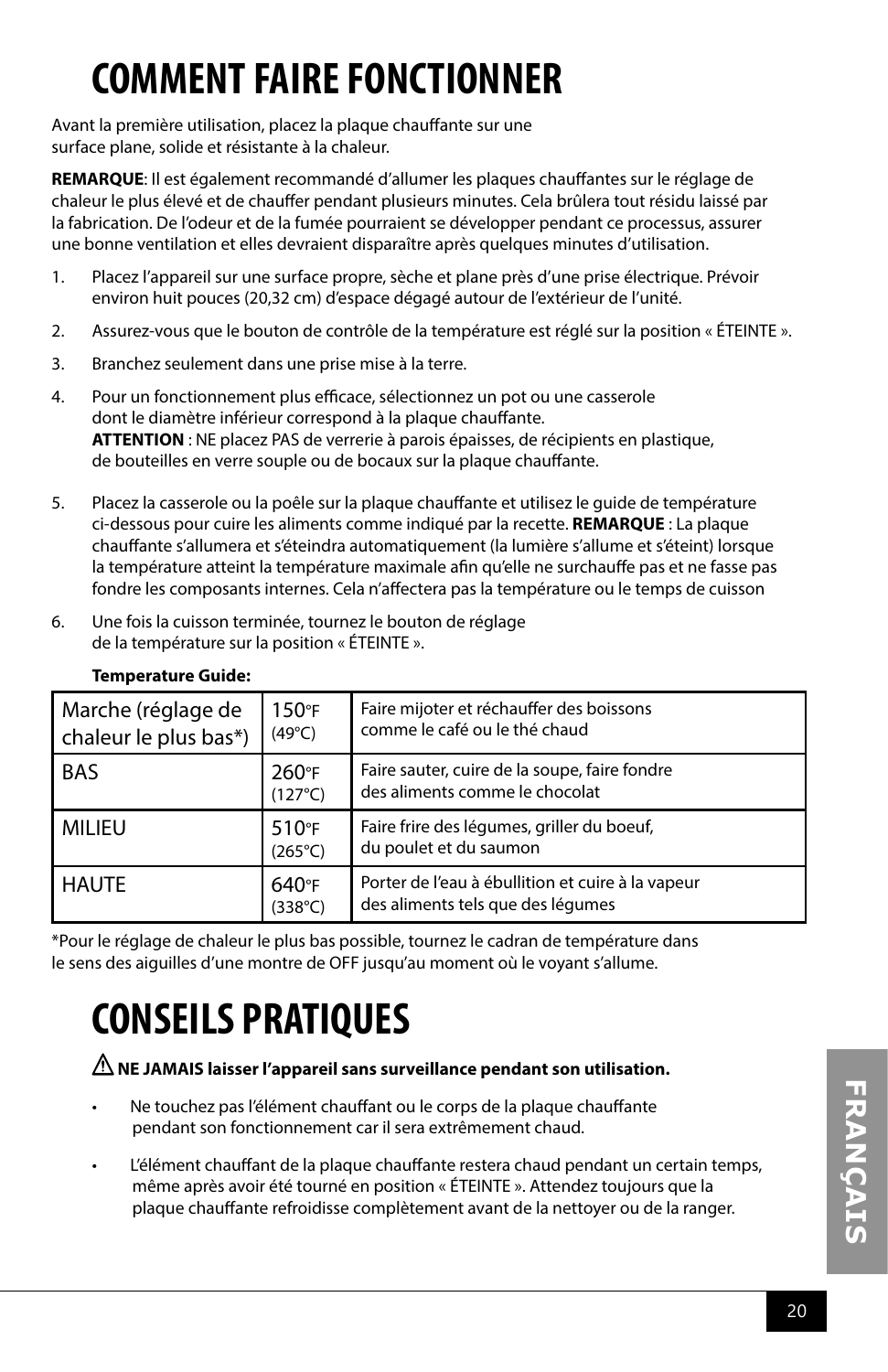# COMMENT FAIRE FONCTIONNER

Avant la première utilisation, placez la plaque chauffante sur une surface plane, solide et résistante à la chaleur.

**REMARQUE**: Il est également recommandé d'allumer les plaques chauffantes sur le réglage de chaleur le plus élevé et de chauffer pendant plusieurs minutes. Cela brûlera tout résidu laissé par la fabrication. De l'odeur et de la fumée pourraient se développer pendant ce processus, assurer une bonne ventilation et elles devraient disparaître après quelques minutes d'utilisation.

1. Placez l'appareil sur une surface propre, sèche et plane près d'une prise électrique. Prévoir environ huit pouces (20,32 cm) d'espace dégagé autour de l'extérieur de l'unité.
2. Assurez-vous que le bouton de contrôle de la température est réglé sur la position « ÉTEINTE ».
3. Branchez seulement dans une prise mise à la terre.
4. Pour un fonctionnement plus efficace, sélectionnez un pot ou une casserole dont le diamètre inférieur correspond à la plaque chauffante.
   **ATTENTION** : NE placez PAS de verrerie à parois épaisses, de récipients en plastique, de bouteilles en verre souple ou de bocaux sur la plaque chauffante.
5. Placez la casserole ou la poêle sur la plaque chauffante et utilisez le guide de température ci-dessous pour cuire les aliments comme indiqué par la recette. **REMARQUE** : La plaque chauffante s'allumera et s'éteindra automatiquement (la lumière s'allume et s'éteint) lorsque la température atteint la température maximale afin qu'elle ne surchauffe pas et ne fasse pas fondre les composants internes. Cela n'affectera pas la température ou le temps de cuisson
6. Une fois la cuisson terminée, tournez le bouton de réglage de la température sur la position « ÉTEINTE ».

**Temperature Guide:**

| | | |
|---|---|---|
| Marche (réglage de chaleur le plus bas*) | 150°F (49°C) | Faire mijoter et réchauffer des boissons comme le café ou le thé chaud |
| BAS | 260°F (127°C) | Faire sauter, cuire de la soupe, faire fondre des aliments comme le chocolat |
| MILIEU | 510°F (265°C) | Faire frire des légumes, griller du boeuf, du poulet et du saumon |
| HAUTE | 640°F (338°C) | Porter de l'eau à ébullition et cuire à la vapeur des aliments tels que des légumes |

*Pour le réglage de chaleur le plus bas possible, tournez le cadran de température dans le sens des aiguilles d'une montre de OFF jusqu'au moment où le voyant s'allume.

# CONSEILS PRATIQUES

⚠ **NE JAMAIS laisser l'appareil sans surveillance pendant son utilisation.**

- Ne touchez pas l'élément chauffant ou le corps de la plaque chauffante pendant son fonctionnement car il sera extrêmement chaud.
- L'élément chauffant de la plaque chauffante restera chaud pendant un certain temps, même après avoir été tourné en position « ÉTEINTE ». Attendez toujours que la plaque chauffante refroidisse complètement avant de la nettoyer ou de la ranger.

FRANÇAIS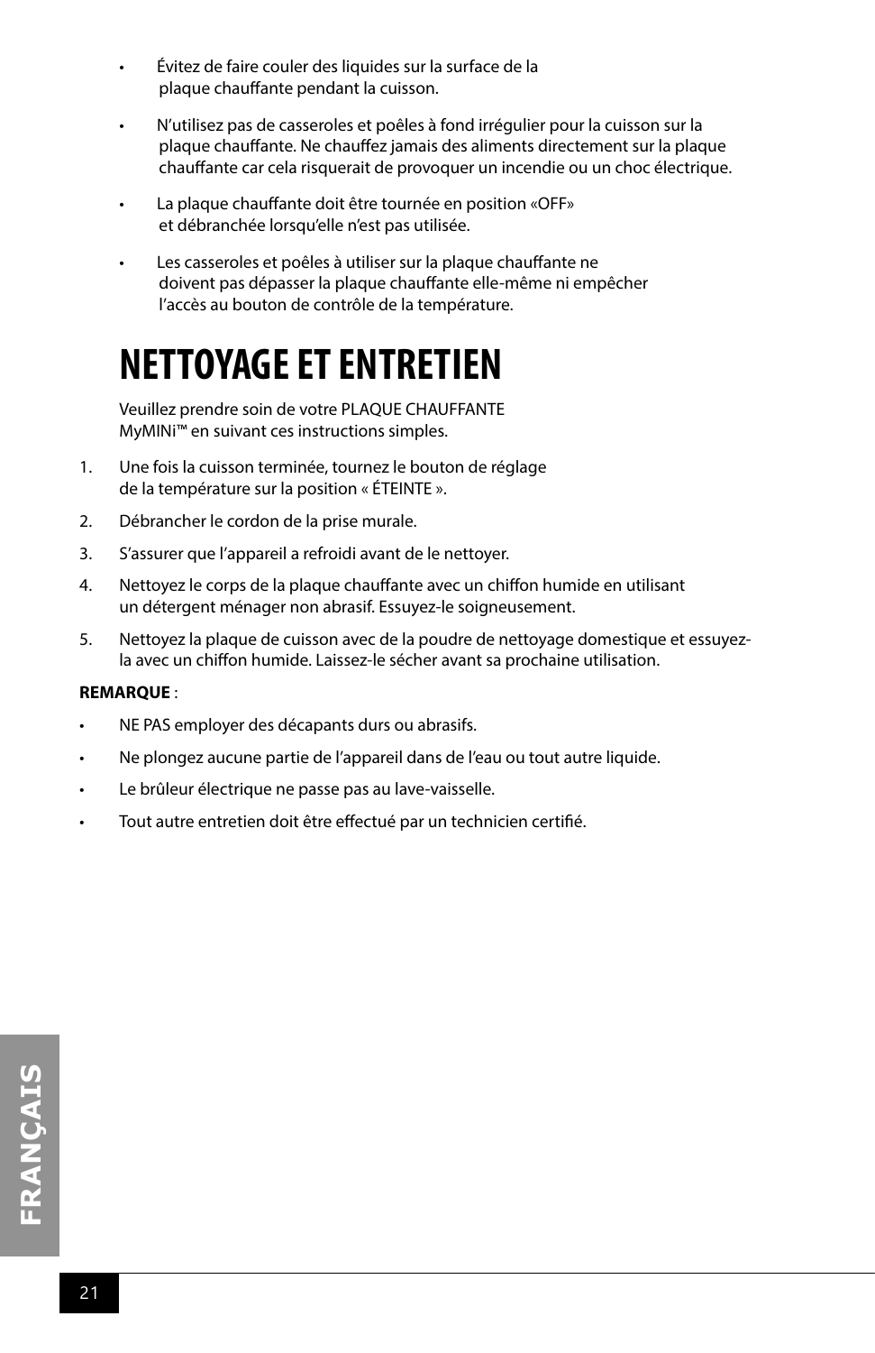- Évitez de faire couler des liquides sur la surface de la plaque chauffante pendant la cuisson.
- N'utilisez pas de casseroles et poêles à fond irrégulier pour la cuisson sur la plaque chauffante. Ne chauffez jamais des aliments directement sur la plaque chauffante car cela risquerait de provoquer un incendie ou un choc électrique.
- La plaque chauffante doit être tournée en position «OFF» et débranchée lorsqu'elle n'est pas utilisée.
- Les casseroles et poêles à utiliser sur la plaque chauffante ne doivent pas dépasser la plaque chauffante elle-même ni empêcher l'accès au bouton de contrôle de la température.

# NETTOYAGE ET ENTRETIEN

Veuillez prendre soin de votre PLAQUE CHAUFFANTE MyMINi™ en suivant ces instructions simples.

1. Une fois la cuisson terminée, tournez le bouton de réglage de la température sur la position « ÉTEINTE ».
2. Débrancher le cordon de la prise murale.
3. S'assurer que l'appareil a refroidi avant de le nettoyer.
4. Nettoyez le corps de la plaque chauffante avec un chiffon humide en utilisant un détergent ménager non abrasif. Essuyez-le soigneusement.
5. Nettoyez la plaque de cuisson avec de la poudre de nettoyage domestique et essuyez-la avec un chiffon humide. Laissez-le sécher avant sa prochaine utilisation.

**REMARQUE** :

- NE PAS employer des décapants durs ou abrasifs.
- Ne plongez aucune partie de l'appareil dans de l'eau ou tout autre liquide.
- Le brûleur électrique ne passe pas au lave-vaisselle.
- Tout autre entretien doit être effectué par un technicien certifié.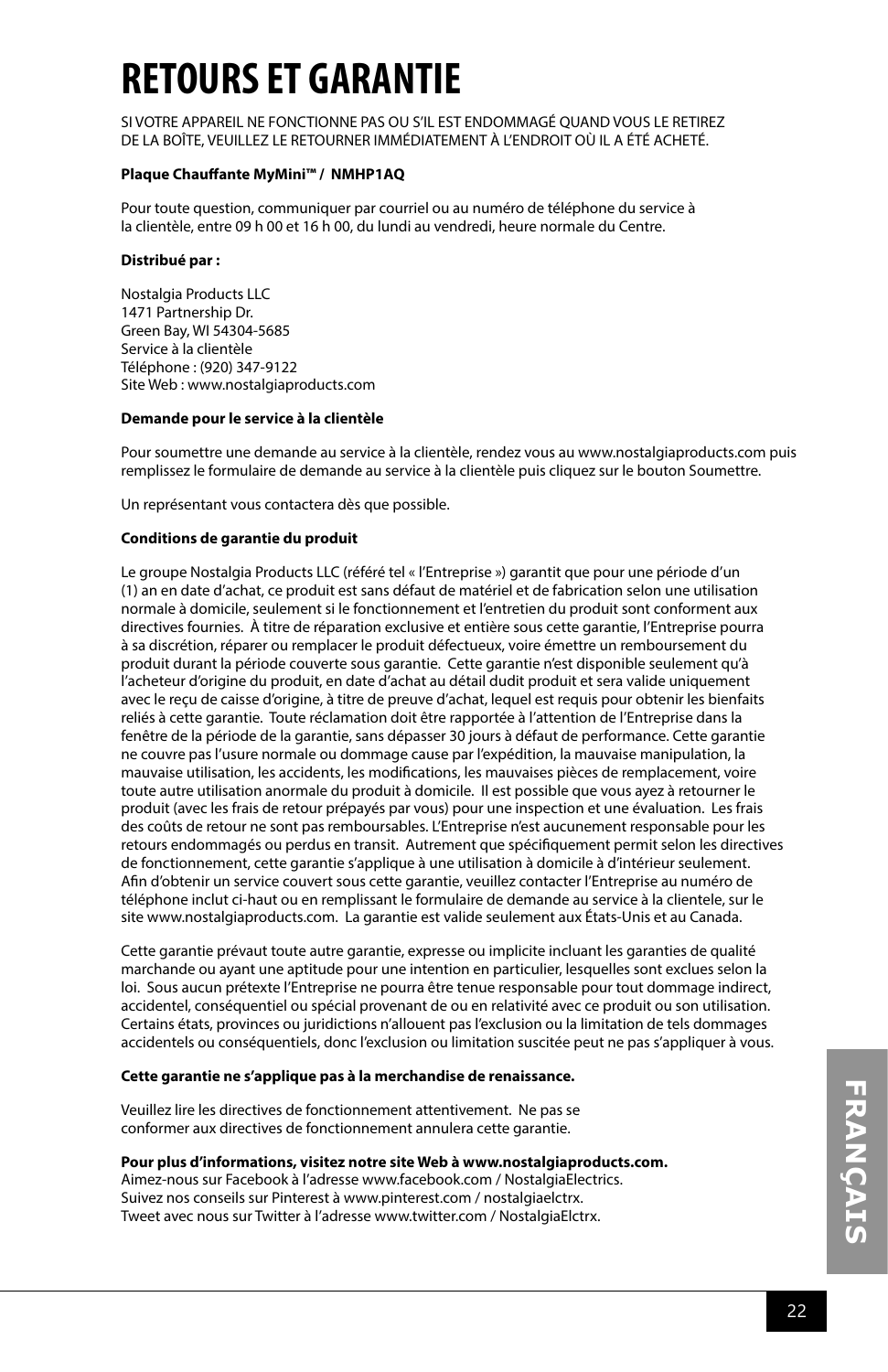# RETOURS ET GARANTIE

SI VOTRE APPAREIL NE FONCTIONNE PAS OU S'IL EST ENDOMMAGÉ QUAND VOUS LE RETIREZ DE LA BOÎTE, VEUILLEZ LE RETOURNER IMMÉDIATEMENT À L'ENDROIT OÙ IL A ÉTÉ ACHETÉ.

**Plaque Chauffante MyMini™ / NMHP1AQ**

Pour toute question, communiquer par courriel ou au numéro de téléphone du service à la clientèle, entre 09 h 00 et 16 h 00, du lundi au vendredi, heure normale du Centre.

**Distribué par :**

Nostalgia Products LLC
1471 Partnership Dr.
Green Bay, WI 54304-5685
Service à la clientèle
Téléphone : (920) 347-9122
Site Web : www.nostalgiaproducts.com

**Demande pour le service à la clientèle**

Pour soumettre une demande au service à la clientèle, rendez vous au www.nostalgiaproducts.com puis remplissez le formulaire de demande au service à la clientèle puis cliquez sur le bouton Soumettre.

Un représentant vous contactera dès que possible.

**Conditions de garantie du produit**

Le groupe Nostalgia Products LLC (référé tel « l'Entreprise ») garantit que pour une période d'un (1) an en date d'achat, ce produit est sans défaut de matériel et de fabrication selon une utilisation normale à domicile, seulement si le fonctionnement et l'entretien du produit sont conforment aux directives fournies. À titre de réparation exclusive et entière sous cette garantie, l'Entreprise pourra à sa discrétion, réparer ou remplacer le produit défectueux, voire émettre un remboursement du produit durant la période couverte sous garantie. Cette garantie n'est disponible seulement qu'à l'acheteur d'origine du produit, en date d'achat au détail dudit produit et sera valide uniquement avec le reçu de caisse d'origine, à titre de preuve d'achat, lequel est requis pour obtenir les bienfaits reliés à cette garantie. Toute réclamation doit être rapportée à l'attention de l'Entreprise dans la fenêtre de la période de la garantie, sans dépasser 30 jours à défaut de performance. Cette garantie ne couvre pas l'usure normale ou dommage cause par l'expédition, la mauvaise manipulation, la mauvaise utilisation, les accidents, les modifications, les mauvaises pièces de remplacement, voire toute autre utilisation anormale du produit à domicile. Il est possible que vous ayez à retourner le produit (avec les frais de retour prépayés par vous) pour une inspection et une évaluation. Les frais des coûts de retour ne sont pas remboursables. L'Entreprise n'est aucunement responsable pour les retours endommagés ou perdus en transit. Autrement que spécifiquement permit selon les directives de fonctionnement, cette garantie s'applique à une utilisation à domicile à d'intérieur seulement. Afin d'obtenir un service couvert sous cette garantie, veuillez contacter l'Entreprise au numéro de téléphone inclut ci-haut ou en remplissant le formulaire de demande au service à la clientele, sur le site www.nostalgiaproducts.com. La garantie est valide seulement aux États-Unis et au Canada.

Cette garantie prévaut toute autre garantie, expresse ou implicite incluant les garanties de qualité marchande ou ayant une aptitude pour une intention en particulier, lesquelles sont exclues selon la loi. Sous aucun prétexte l'Entreprise ne pourra être tenue responsable pour tout dommage indirect, accidentel, conséquentiel ou spécial provenant de ou en relativité avec ce produit ou son utilisation. Certains états, provinces ou juridictions n'allouent pas l'exclusion ou la limitation de tels dommages accidentels ou conséquentiels, donc l'exclusion ou limitation suscitée peut ne pas s'appliquer à vous.

**Cette garantie ne s'applique pas à la merchandise de renaissance.**

Veuillez lire les directives de fonctionnement attentivement. Ne pas se conformer aux directives de fonctionnement annulera cette garantie.

**Pour plus d'informations, visitez notre site Web à www.nostalgiaproducts.com.**
Aimez-nous sur Facebook à l'adresse www.facebook.com / NostalgiaElectrics.
Suivez nos conseils sur Pinterest à www.pinterest.com / nostalgiaelctrx.
Tweet avec nous sur Twitter à l'adresse www.twitter.com / NostalgiaElctrx.